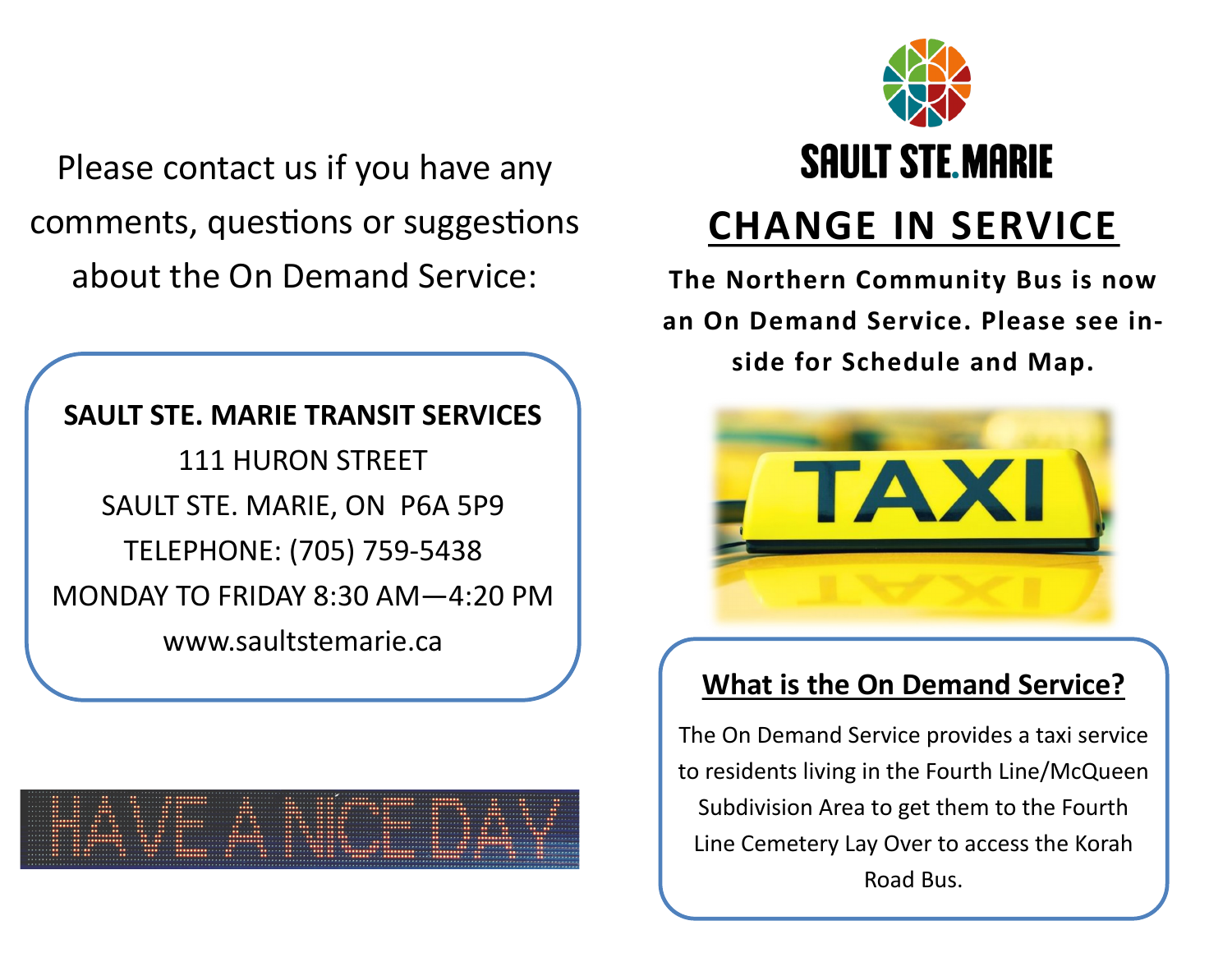Please contact us if you have any comments, questions or suggestions about the On Demand Service:

**SAULT STE. MARIE TRANSIT SERVICES**
111 HURON STREET
SAULT STE. MARIE, ON P6A 5P9
TELEPHONE: (705) 759-5438
MONDAY TO FRIDAY 8:30 AM—4:20 PM
www.saultstemarie.ca

HAVE A NICE DAY

SAULT STE. MARIE

# CHANGE IN SERVICE

**The Northern Community Bus is now an On Demand Service. Please see inside for Schedule and Map.**

TAXI

## What is the On Demand Service?

The On Demand Service provides a taxi service to residents living in the Fourth Line/McQueen Subdivision Area to get them to the Fourth Line Cemetery Lay Over to access the Korah Road Bus.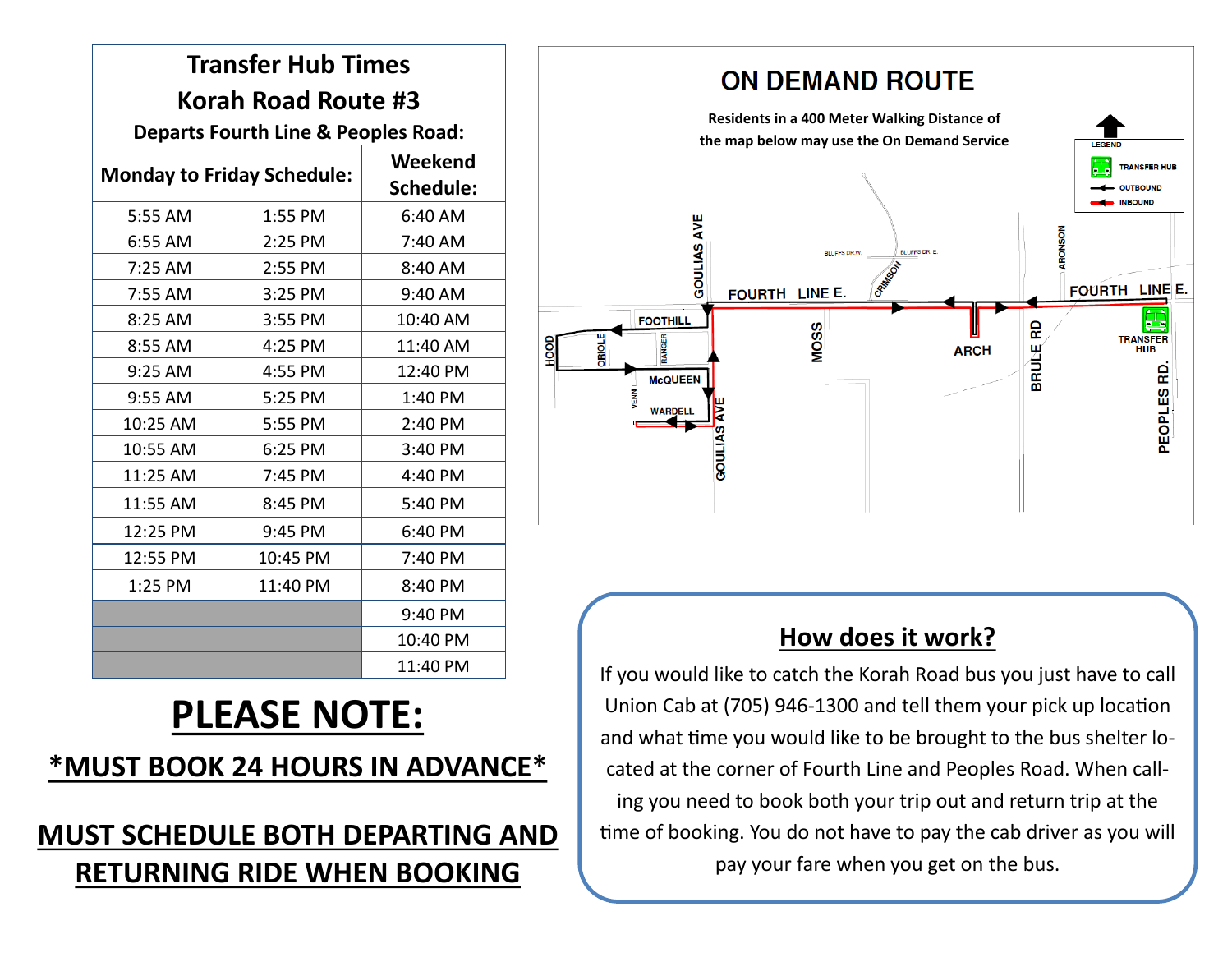# Transfer Hub Times
## Korah Road Route #3
### Departs Fourth Line & Peoples Road:

| Monday to Friday Schedule: | | Weekend Schedule: |
|---|---|---|
| 5:55 AM | 1:55 PM | 6:40 AM |
| 6:55 AM | 2:25 PM | 7:40 AM |
| 7:25 AM | 2:55 PM | 8:40 AM |
| 7:55 AM | 3:25 PM | 9:40 AM |
| 8:25 AM | 3:55 PM | 10:40 AM |
| 8:55 AM | 4:25 PM | 11:40 AM |
| 9:25 AM | 4:55 PM | 12:40 PM |
| 9:55 AM | 5:25 PM | 1:40 PM |
| 10:25 AM | 5:55 PM | 2:40 PM |
| 10:55 AM | 6:25 PM | 3:40 PM |
| 11:25 AM | 7:45 PM | 4:40 PM |
| 11:55 AM | 8:45 PM | 5:40 PM |
| 12:25 PM | 9:45 PM | 6:40 PM |
| 12:55 PM | 10:45 PM | 7:40 PM |
| 1:25 PM | 11:40 PM | 8:40 PM |
| | | 9:40 PM |
| | | 10:40 PM |
| | | 11:40 PM |

# PLEASE NOTE:

**\*MUST BOOK 24 HOURS IN ADVANCE\***

**MUST SCHEDULE BOTH DEPARTING AND RETURNING RIDE WHEN BOOKING**

# ON DEMAND ROUTE

**Residents in a 400 Meter Walking Distance of the map below may use the On Demand Service**

LEGEND
TRANSFER HUB
OUTBOUND
INBOUND

GOULIAS AVE
FOURTH LINE E.
BLUFFS DR W.
BLUFFS DR. E.
CRIMSON
ARONSON
FOURTH LINE E.
FOOTHILL
HOOD
ORIOLE
RANGER
McQUEEN
VENN
WARDELL
GOULIAS AVE
MOSS
ARCH
BRULE RD
TRANSFER HUB
PEOPLES RD.

## How does it work?

If you would like to catch the Korah Road bus you just have to call Union Cab at (705) 946-1300 and tell them your pick up location and what time you would like to be brought to the bus shelter located at the corner of Fourth Line and Peoples Road. When calling you need to book both your trip out and return trip at the time of booking. You do not have to pay the cab driver as you will pay your fare when you get on the bus.